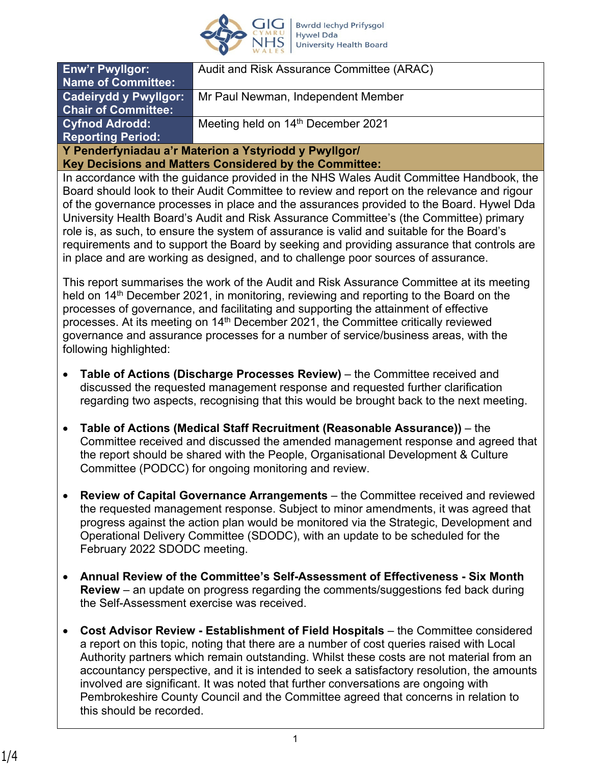| Enw'r Pwyllgor: Name of Committee: | Audit and Risk Assurance Committee (ARAC) |
|---|---|
| Cadeirydd y Pwyllgor: Chair of Committee: | Mr Paul Newman, Independent Member |
| Cyfnod Adrodd: Reporting Period: | Meeting held on 14th December 2021 |

**Y Penderfyniadau a'r Materion a Ystyriodd y Pwyllgor/ Key Decisions and Matters Considered by the Committee:**

In accordance with the guidance provided in the NHS Wales Audit Committee Handbook, the Board should look to their Audit Committee to review and report on the relevance and rigour of the governance processes in place and the assurances provided to the Board. Hywel Dda University Health Board's Audit and Risk Assurance Committee's (the Committee) primary role is, as such, to ensure the system of assurance is valid and suitable for the Board's requirements and to support the Board by seeking and providing assurance that controls are in place and are working as designed, and to challenge poor sources of assurance.

This report summarises the work of the Audit and Risk Assurance Committee at its meeting held on 14th December 2021, in monitoring, reviewing and reporting to the Board on the processes of governance, and facilitating and supporting the attainment of effective processes. At its meeting on 14th December 2021, the Committee critically reviewed governance and assurance processes for a number of service/business areas, with the following highlighted:

- **Table of Actions (Discharge Processes Review)** – the Committee received and discussed the requested management response and requested further clarification regarding two aspects, recognising that this would be brought back to the next meeting.

- **Table of Actions (Medical Staff Recruitment (Reasonable Assurance))** – the Committee received and discussed the amended management response and agreed that the report should be shared with the People, Organisational Development & Culture Committee (PODCC) for ongoing monitoring and review.

- **Review of Capital Governance Arrangements** – the Committee received and reviewed the requested management response. Subject to minor amendments, it was agreed that progress against the action plan would be monitored via the Strategic, Development and Operational Delivery Committee (SDODC), with an update to be scheduled for the February 2022 SDODC meeting.

- **Annual Review of the Committee's Self-Assessment of Effectiveness - Six Month Review** – an update on progress regarding the comments/suggestions fed back during the Self-Assessment exercise was received.

- **Cost Advisor Review - Establishment of Field Hospitals** – the Committee considered a report on this topic, noting that there are a number of cost queries raised with Local Authority partners which remain outstanding. Whilst these costs are not material from an accountancy perspective, and it is intended to seek a satisfactory resolution, the amounts involved are significant. It was noted that further conversations are ongoing with Pembrokeshire County Council and the Committee agreed that concerns in relation to this should be recorded.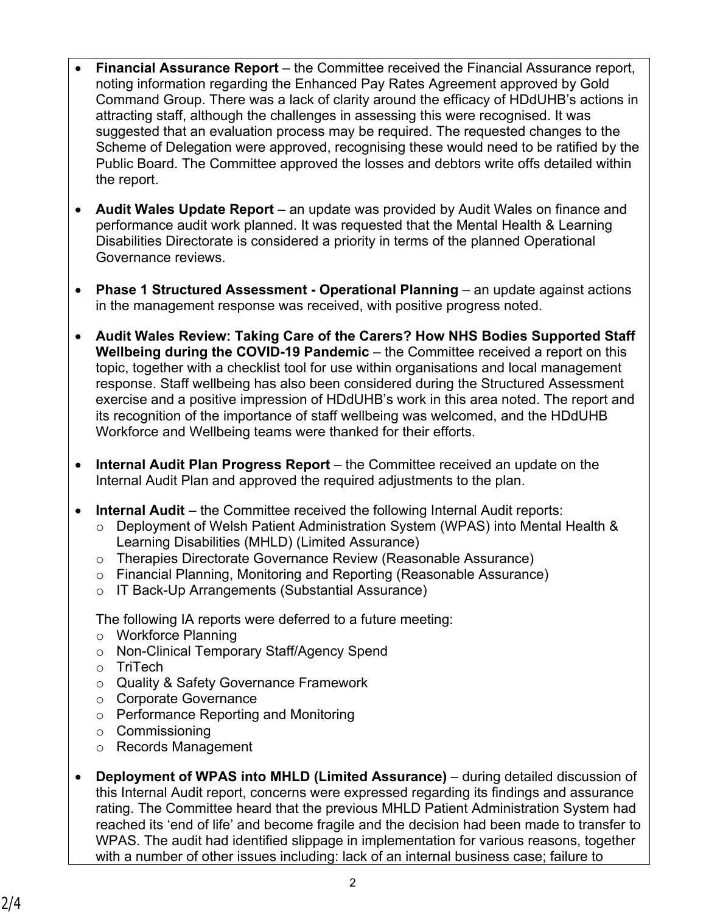- **Financial Assurance Report** – the Committee received the Financial Assurance report, noting information regarding the Enhanced Pay Rates Agreement approved by Gold Command Group. There was a lack of clarity around the efficacy of HDdUHB's actions in attracting staff, although the challenges in assessing this were recognised. It was suggested that an evaluation process may be required. The requested changes to the Scheme of Delegation were approved, recognising these would need to be ratified by the Public Board. The Committee approved the losses and debtors write offs detailed within the report.

- **Audit Wales Update Report** – an update was provided by Audit Wales on finance and performance audit work planned. It was requested that the Mental Health & Learning Disabilities Directorate is considered a priority in terms of the planned Operational Governance reviews.

- **Phase 1 Structured Assessment - Operational Planning** – an update against actions in the management response was received, with positive progress noted.

- **Audit Wales Review: Taking Care of the Carers? How NHS Bodies Supported Staff Wellbeing during the COVID-19 Pandemic** – the Committee received a report on this topic, together with a checklist tool for use within organisations and local management response. Staff wellbeing has also been considered during the Structured Assessment exercise and a positive impression of HDdUHB's work in this area noted. The report and its recognition of the importance of staff wellbeing was welcomed, and the HDdUHB Workforce and Wellbeing teams were thanked for their efforts.

- **Internal Audit Plan Progress Report** – the Committee received an update on the Internal Audit Plan and approved the required adjustments to the plan.

- **Internal Audit** – the Committee received the following Internal Audit reports:
  - Deployment of Welsh Patient Administration System (WPAS) into Mental Health & Learning Disabilities (MHLD) (Limited Assurance)
  - Therapies Directorate Governance Review (Reasonable Assurance)
  - Financial Planning, Monitoring and Reporting (Reasonable Assurance)
  - IT Back-Up Arrangements (Substantial Assurance)

  The following IA reports were deferred to a future meeting:
  - Workforce Planning
  - Non-Clinical Temporary Staff/Agency Spend
  - TriTech
  - Quality & Safety Governance Framework
  - Corporate Governance
  - Performance Reporting and Monitoring
  - Commissioning
  - Records Management

- **Deployment of WPAS into MHLD (Limited Assurance)** – during detailed discussion of this Internal Audit report, concerns were expressed regarding its findings and assurance rating. The Committee heard that the previous MHLD Patient Administration System had reached its 'end of life' and become fragile and the decision had been made to transfer to WPAS. The audit had identified slippage in implementation for various reasons, together with a number of other issues including: lack of an internal business case; failure to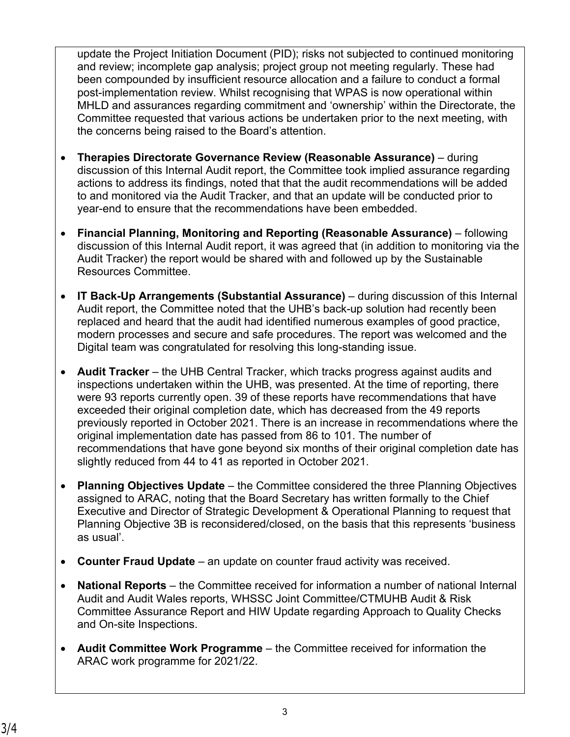update the Project Initiation Document (PID); risks not subjected to continued monitoring and review; incomplete gap analysis; project group not meeting regularly. These had been compounded by insufficient resource allocation and a failure to conduct a formal post-implementation review. Whilst recognising that WPAS is now operational within MHLD and assurances regarding commitment and 'ownership' within the Directorate, the Committee requested that various actions be undertaken prior to the next meeting, with the concerns being raised to the Board's attention.

- **Therapies Directorate Governance Review (Reasonable Assurance)** – during discussion of this Internal Audit report, the Committee took implied assurance regarding actions to address its findings, noted that that the audit recommendations will be added to and monitored via the Audit Tracker, and that an update will be conducted prior to year-end to ensure that the recommendations have been embedded.

- **Financial Planning, Monitoring and Reporting (Reasonable Assurance)** – following discussion of this Internal Audit report, it was agreed that (in addition to monitoring via the Audit Tracker) the report would be shared with and followed up by the Sustainable Resources Committee.

- **IT Back-Up Arrangements (Substantial Assurance)** – during discussion of this Internal Audit report, the Committee noted that the UHB's back-up solution had recently been replaced and heard that the audit had identified numerous examples of good practice, modern processes and secure and safe procedures. The report was welcomed and the Digital team was congratulated for resolving this long-standing issue.

- **Audit Tracker** – the UHB Central Tracker, which tracks progress against audits and inspections undertaken within the UHB, was presented. At the time of reporting, there were 93 reports currently open. 39 of these reports have recommendations that have exceeded their original completion date, which has decreased from the 49 reports previously reported in October 2021. There is an increase in recommendations where the original implementation date has passed from 86 to 101. The number of recommendations that have gone beyond six months of their original completion date has slightly reduced from 44 to 41 as reported in October 2021.

- **Planning Objectives Update** – the Committee considered the three Planning Objectives assigned to ARAC, noting that the Board Secretary has written formally to the Chief Executive and Director of Strategic Development & Operational Planning to request that Planning Objective 3B is reconsidered/closed, on the basis that this represents 'business as usual'.

- **Counter Fraud Update** – an update on counter fraud activity was received.

- **National Reports** – the Committee received for information a number of national Internal Audit and Audit Wales reports, WHSSC Joint Committee/CTMUHB Audit & Risk Committee Assurance Report and HIW Update regarding Approach to Quality Checks and On-site Inspections.

- **Audit Committee Work Programme** – the Committee received for information the ARAC work programme for 2021/22.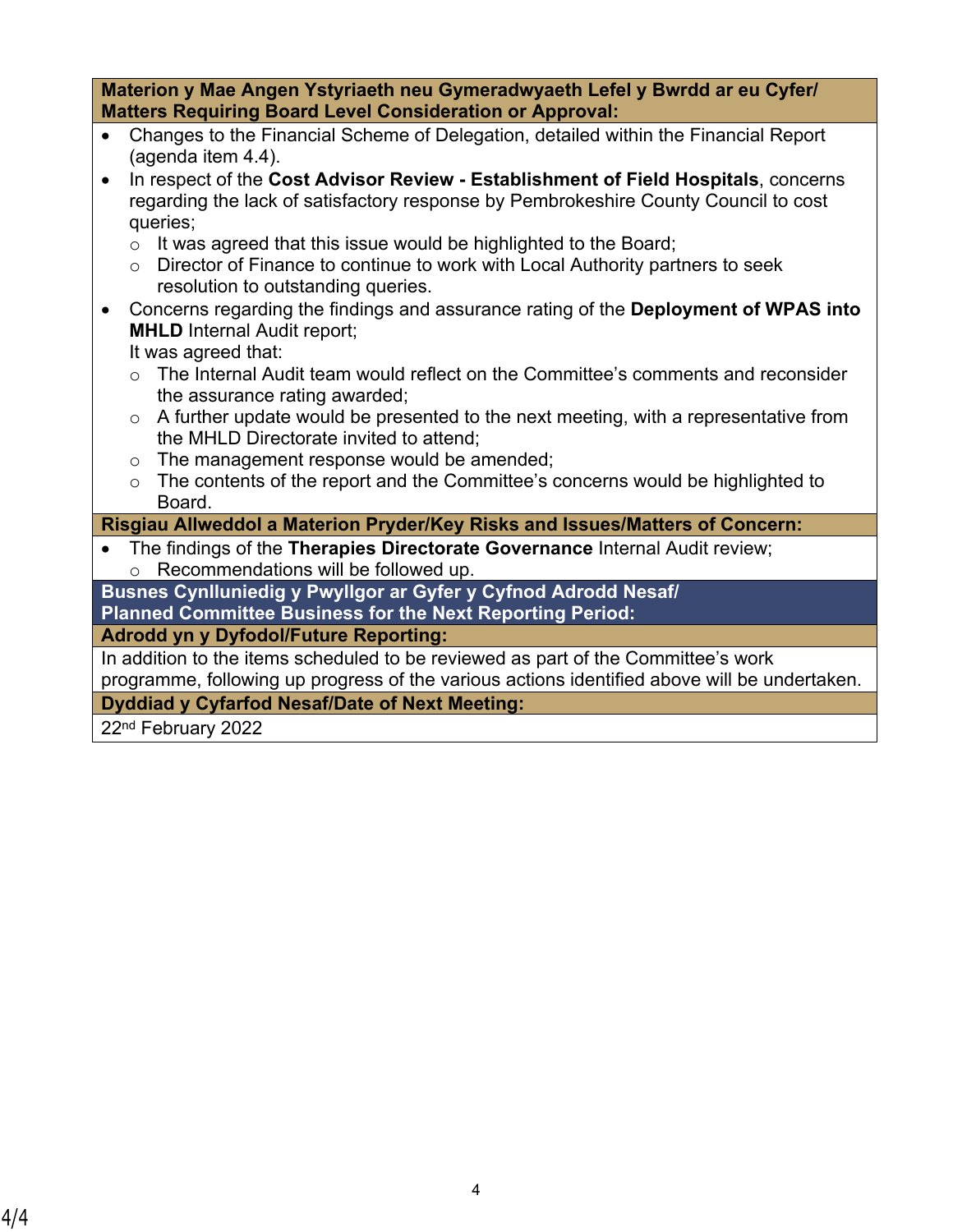**Materion y Mae Angen Ystyriaeth neu Gymeradwyaeth Lefel y Bwrdd ar eu Cyfer/ Matters Requiring Board Level Consideration or Approval:**

- Changes to the Financial Scheme of Delegation, detailed within the Financial Report (agenda item 4.4).
- In respect of the **Cost Advisor Review - Establishment of Field Hospitals**, concerns regarding the lack of satisfactory response by Pembrokeshire County Council to cost queries;
  - It was agreed that this issue would be highlighted to the Board;
  - Director of Finance to continue to work with Local Authority partners to seek resolution to outstanding queries.
- Concerns regarding the findings and assurance rating of the **Deployment of WPAS into MHLD** Internal Audit report;
  It was agreed that:
  - The Internal Audit team would reflect on the Committee's comments and reconsider the assurance rating awarded;
  - A further update would be presented to the next meeting, with a representative from the MHLD Directorate invited to attend;
  - The management response would be amended;
  - The contents of the report and the Committee's concerns would be highlighted to Board.

**Risgiau Allweddol a Materion Pryder/Key Risks and Issues/Matters of Concern:**

- The findings of the **Therapies Directorate Governance** Internal Audit review;
  - Recommendations will be followed up.

**Busnes Cynlluniedig y Pwyllgor ar Gyfer y Cyfnod Adrodd Nesaf/ Planned Committee Business for the Next Reporting Period:**

**Adrodd yn y Dyfodol/Future Reporting:**

In addition to the items scheduled to be reviewed as part of the Committee's work programme, following up progress of the various actions identified above will be undertaken.

**Dyddiad y Cyfarfod Nesaf/Date of Next Meeting:**

22nd February 2022